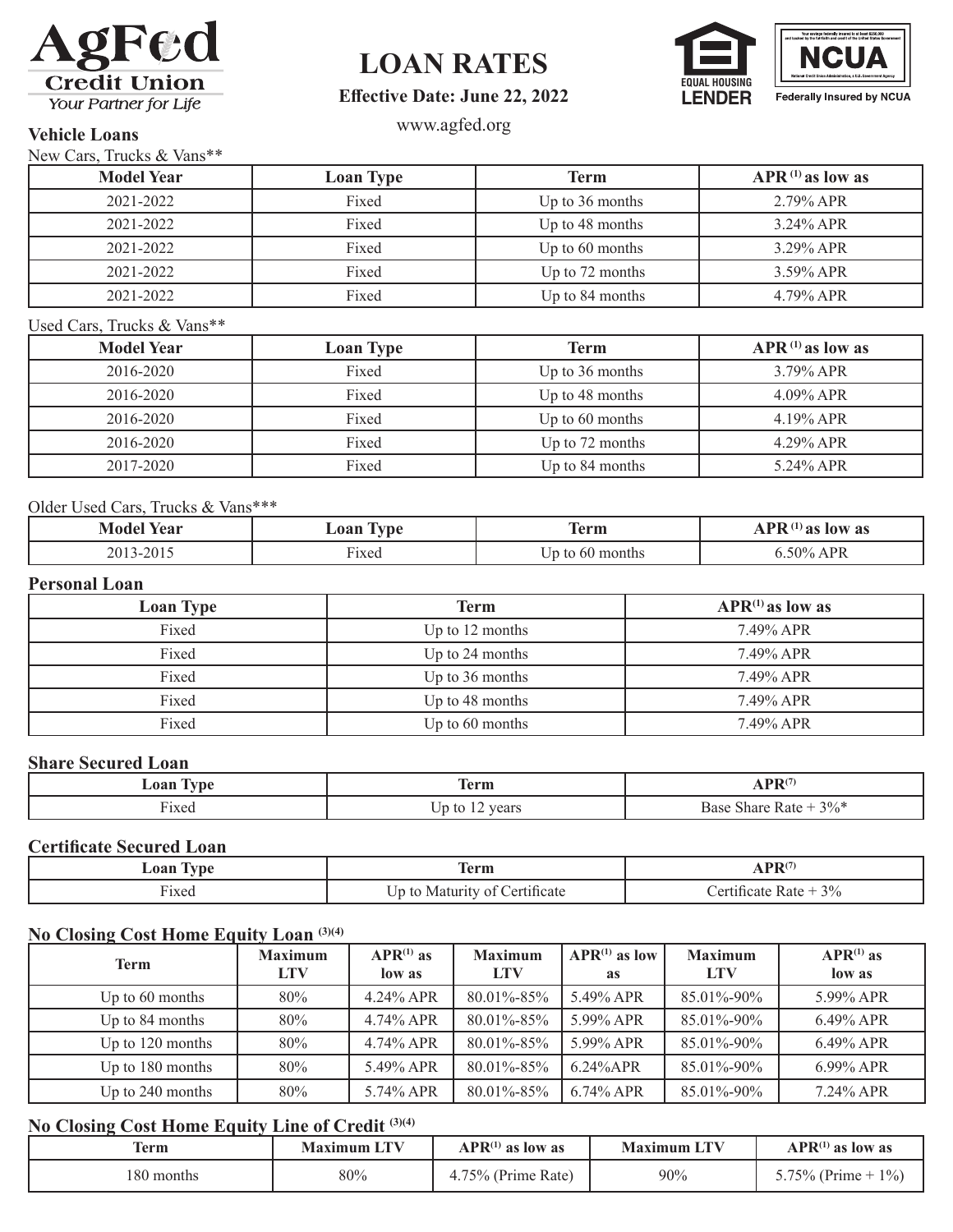# AgFed Credit Union

*Your Partner for Life*

# LOAN RATES

**Effective Date: June 22, 2022**

www.agfed.org

EQUAL HOUSING LENDER

Your savings federally insured to at least $250,000 and backed by the full faith and credit of the United States Government

NCUA

National Credit Union Administration, a U.S. Government Agency

Federally Insured by NCUA

## Vehicle Loans

New Cars, Trucks & Vans**

| Model Year | Loan Type | Term | APR [1] as low as |
|---|---|---|---|
| 2021-2022 | Fixed | Up to 36 months | 2.79% APR |
| 2021-2022 | Fixed | Up to 48 months | 3.24% APR |
| 2021-2022 | Fixed | Up to 60 months | 3.29% APR |
| 2021-2022 | Fixed | Up to 72 months | 3.59% APR |
| 2021-2022 | Fixed | Up to 84 months | 4.79% APR |

Used Cars, Trucks & Vans**

| Model Year | Loan Type | Term | APR [1] as low as |
|---|---|---|---|
| 2016-2020 | Fixed | Up to 36 months | 3.79% APR |
| 2016-2020 | Fixed | Up to 48 months | 4.09% APR |
| 2016-2020 | Fixed | Up to 60 months | 4.19% APR |
| 2016-2020 | Fixed | Up to 72 months | 4.29% APR |
| 2017-2020 | Fixed | Up to 84 months | 5.24% APR |

Older Used Cars, Trucks & Vans***

| Model Year | Loan Type | Term | APR [1] as low as |
|---|---|---|---|
| 2013-2015 | Fixed | Up to 60 months | 6.50% APR |

## Personal Loan

| Loan Type | Term | APR[1] as low as |
|---|---|---|
| Fixed | Up to 12 months | 7.49% APR |
| Fixed | Up to 24 months | 7.49% APR |
| Fixed | Up to 36 months | 7.49% APR |
| Fixed | Up to 48 months | 7.49% APR |
| Fixed | Up to 60 months | 7.49% APR |

## Share Secured Loan

| Loan Type | Term | APR[7] |
|---|---|---|
| Fixed | Up to 12 years | Base Share Rate + 3%* |

## Certificate Secured Loan

| Loan Type | Term | APR[7] |
|---|---|---|
| Fixed | Up to Maturity of Certificate | Certificate Rate + 3% |

## No Closing Cost Home Equity Loan [3][4]

| Term | Maximum LTV | APR[1] as low as | Maximum LTV | APR[1] as low as | Maximum LTV | APR[1] as low as |
|---|---|---|---|---|---|---|
| Up to 60 months | 80% | 4.24% APR | 80.01%-85% | 5.49% APR | 85.01%-90% | 5.99% APR |
| Up to 84 months | 80% | 4.74% APR | 80.01%-85% | 5.99% APR | 85.01%-90% | 6.49% APR |
| Up to 120 months | 80% | 4.74% APR | 80.01%-85% | 5.99% APR | 85.01%-90% | 6.49% APR |
| Up to 180 months | 80% | 5.49% APR | 80.01%-85% | 6.24%APR | 85.01%-90% | 6.99% APR |
| Up to 240 months | 80% | 5.74% APR | 80.01%-85% | 6.74% APR | 85.01%-90% | 7.24% APR |

## No Closing Cost Home Equity Line of Credit [3][4]

| Term | Maximum LTV | APR[1] as low as | Maximum LTV | APR[1] as low as |
|---|---|---|---|---|
| 180 months | 80% | 4.75% (Prime Rate) | 90% | 5.75% (Prime + 1%) |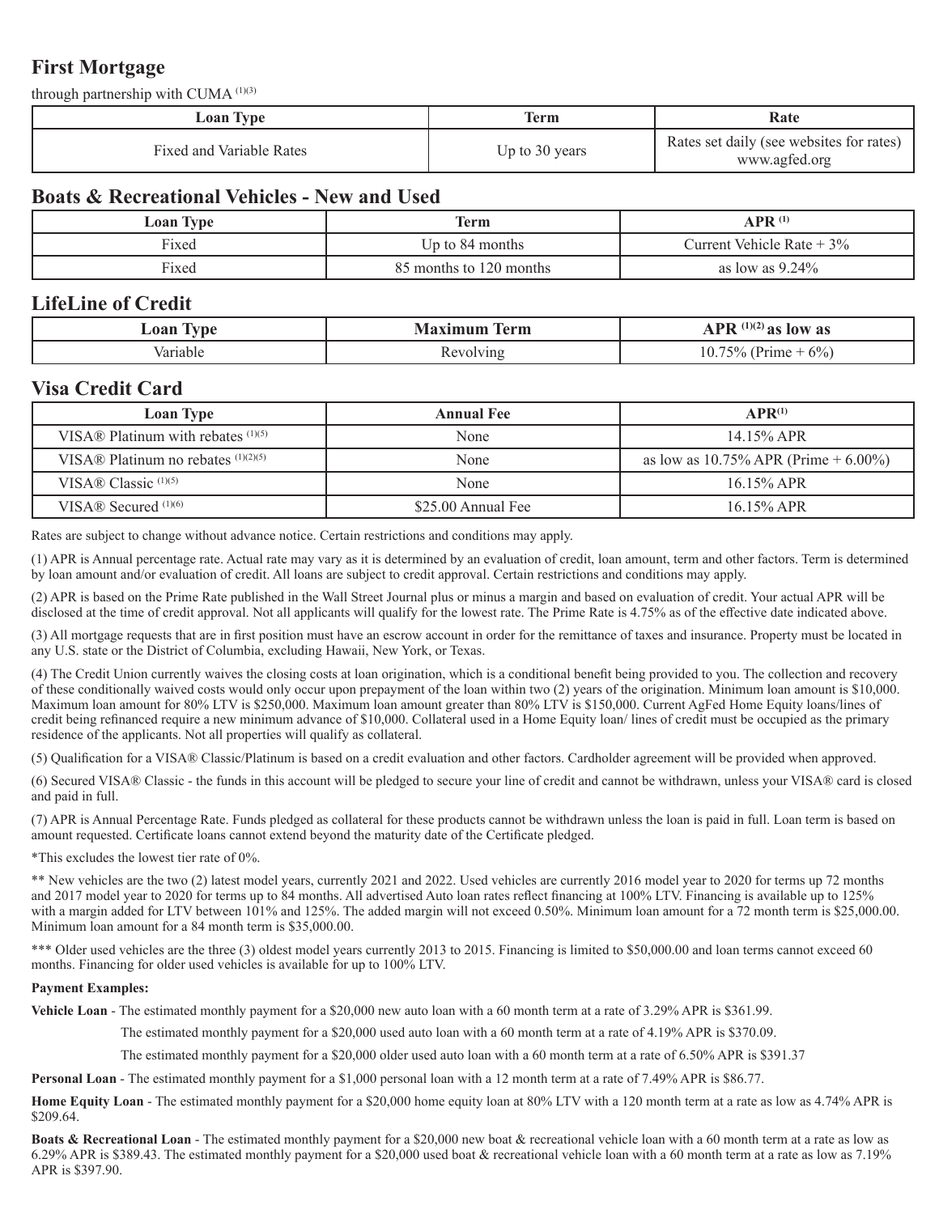## First Mortgage

through partnership with CUMA [1][3]

| Loan Type | Term | Rate |
|---|---|---|
| Fixed and Variable Rates | Up to 30 years | Rates set daily (see websites for rates) www.agfed.org |

## Boats & Recreational Vehicles - New and Used

| Loan Type | Term | APR [1] |
|---|---|---|
| Fixed | Up to 84 months | Current Vehicle Rate + 3% |
| Fixed | 85 months to 120 months | as low as 9.24% |

## LifeLine of Credit

| Loan Type | Maximum Term | APR [1][2] as low as |
|---|---|---|
| Variable | Revolving | 10.75% (Prime + 6%) |

## Visa Credit Card

| Loan Type | Annual Fee | APR[1] |
|---|---|---|
| VISA® Platinum with rebates [1][5] | None | 14.15% APR |
| VISA® Platinum no rebates [1][2][5] | None | as low as 10.75% APR (Prime + 6.00%) |
| VISA® Classic [1][5] | None | 16.15% APR |
| VISA® Secured [1][6] | $25.00 Annual Fee | 16.15% APR |

Rates are subject to change without advance notice. Certain restrictions and conditions may apply.

(1) APR is Annual percentage rate. Actual rate may vary as it is determined by an evaluation of credit, loan amount, term and other factors. Term is determined by loan amount and/or evaluation of credit. All loans are subject to credit approval. Certain restrictions and conditions may apply.

(2) APR is based on the Prime Rate published in the Wall Street Journal plus or minus a margin and based on evaluation of credit. Your actual APR will be disclosed at the time of credit approval. Not all applicants will qualify for the lowest rate. The Prime Rate is 4.75% as of the effective date indicated above.

(3) All mortgage requests that are in first position must have an escrow account in order for the remittance of taxes and insurance. Property must be located in any U.S. state or the District of Columbia, excluding Hawaii, New York, or Texas.

(4) The Credit Union currently waives the closing costs at loan origination, which is a conditional benefit being provided to you. The collection and recovery of these conditionally waived costs would only occur upon prepayment of the loan within two (2) years of the origination. Minimum loan amount is $10,000. Maximum loan amount for 80% LTV is $250,000. Maximum loan amount greater than 80% LTV is $150,000. Current AgFed Home Equity loans/lines of credit being refinanced require a new minimum advance of $10,000. Collateral used in a Home Equity loan/ lines of credit must be occupied as the primary residence of the applicants. Not all properties will qualify as collateral.

(5) Qualification for a VISA® Classic/Platinum is based on a credit evaluation and other factors. Cardholder agreement will be provided when approved.

(6) Secured VISA® Classic - the funds in this account will be pledged to secure your line of credit and cannot be withdrawn, unless your VISA® card is closed and paid in full.

(7) APR is Annual Percentage Rate. Funds pledged as collateral for these products cannot be withdrawn unless the loan is paid in full. Loan term is based on amount requested. Certificate loans cannot extend beyond the maturity date of the Certificate pledged.

*This excludes the lowest tier rate of 0%.

** New vehicles are the two (2) latest model years, currently 2021 and 2022. Used vehicles are currently 2016 model year to 2020 for terms up 72 months and 2017 model year to 2020 for terms up to 84 months. All advertised Auto loan rates reflect financing at 100% LTV. Financing is available up to 125% with a margin added for LTV between 101% and 125%. The added margin will not exceed 0.50%. Minimum loan amount for a 72 month term is $25,000.00. Minimum loan amount for a 84 month term is $35,000.00.

*** Older used vehicles are the three (3) oldest model years currently 2013 to 2015. Financing is limited to $50,000.00 and loan terms cannot exceed 60 months. Financing for older used vehicles is available for up to 100% LTV.

**Payment Examples:**

**Vehicle Loan** - The estimated monthly payment for a $20,000 new auto loan with a 60 month term at a rate of 3.29% APR is $361.99.

The estimated monthly payment for a $20,000 used auto loan with a 60 month term at a rate of 4.19% APR is $370.09.

The estimated monthly payment for a $20,000 older used auto loan with a 60 month term at a rate of 6.50% APR is $391.37

**Personal Loan** - The estimated monthly payment for a $1,000 personal loan with a 12 month term at a rate of 7.49% APR is $86.77.

**Home Equity Loan** - The estimated monthly payment for a $20,000 home equity loan at 80% LTV with a 120 month term at a rate as low as 4.74% APR is $209.64.

**Boats & Recreational Loan** - The estimated monthly payment for a $20,000 new boat & recreational vehicle loan with a 60 month term at a rate as low as 6.29% APR is $389.43. The estimated monthly payment for a $20,000 used boat & recreational vehicle loan with a 60 month term at a rate as low as 7.19% APR is $397.90.